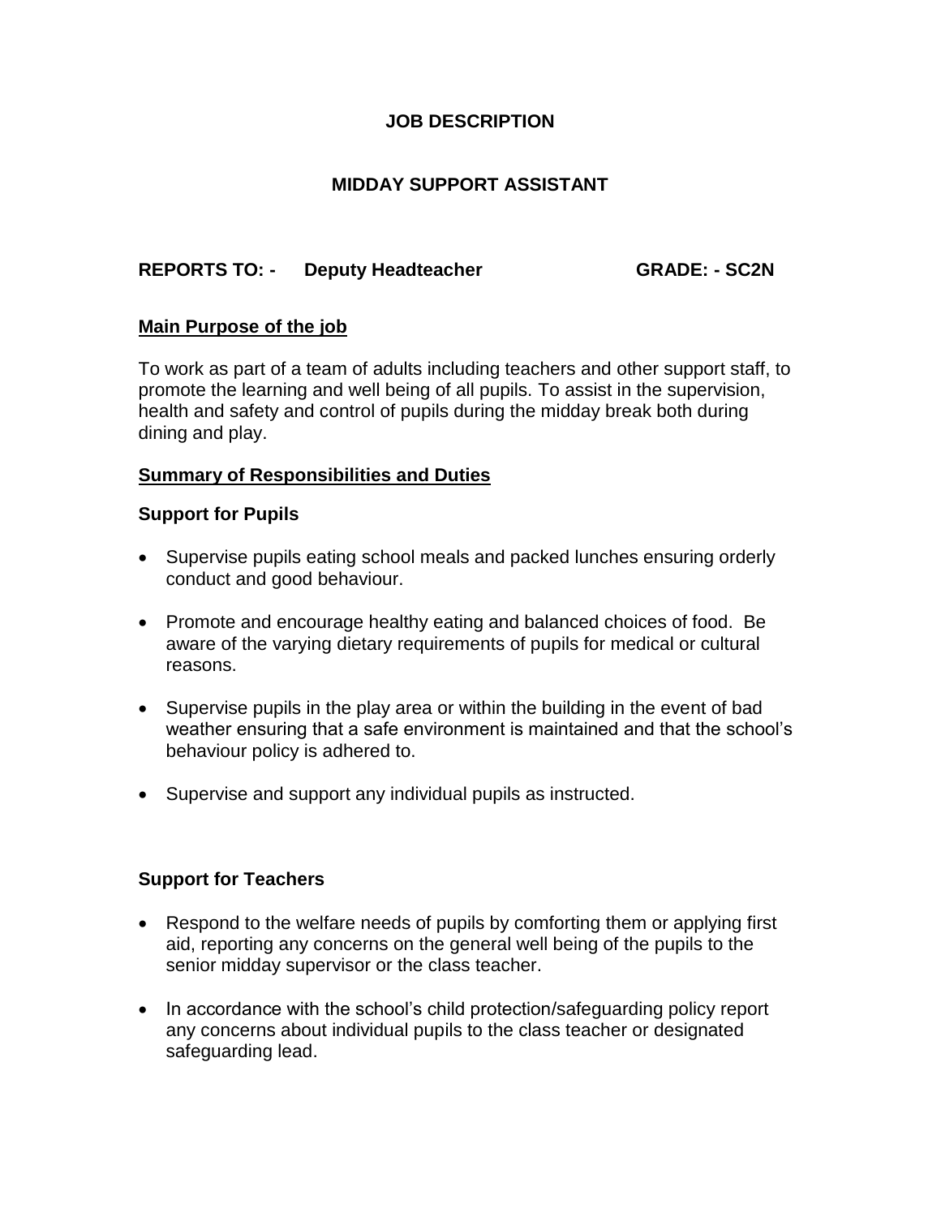# JOB DESCRIPTION

## MIDDAY SUPPORT ASSISTANT

**REPORTS TO: - Deputy Headteacher GRADE: - SC2N**

**Main Purpose of the job**

To work as part of a team of adults including teachers and other support staff, to promote the learning and well being of all pupils. To assist in the supervision, health and safety and control of pupils during the midday break both during dining and play.

**Summary of Responsibilities and Duties**

### Support for Pupils

- Supervise pupils eating school meals and packed lunches ensuring orderly conduct and good behaviour.
- Promote and encourage healthy eating and balanced choices of food. Be aware of the varying dietary requirements of pupils for medical or cultural reasons.
- Supervise pupils in the play area or within the building in the event of bad weather ensuring that a safe environment is maintained and that the school's behaviour policy is adhered to.
- Supervise and support any individual pupils as instructed.

### Support for Teachers

- Respond to the welfare needs of pupils by comforting them or applying first aid, reporting any concerns on the general well being of the pupils to the senior midday supervisor or the class teacher.
- In accordance with the school's child protection/safeguarding policy report any concerns about individual pupils to the class teacher or designated safeguarding lead.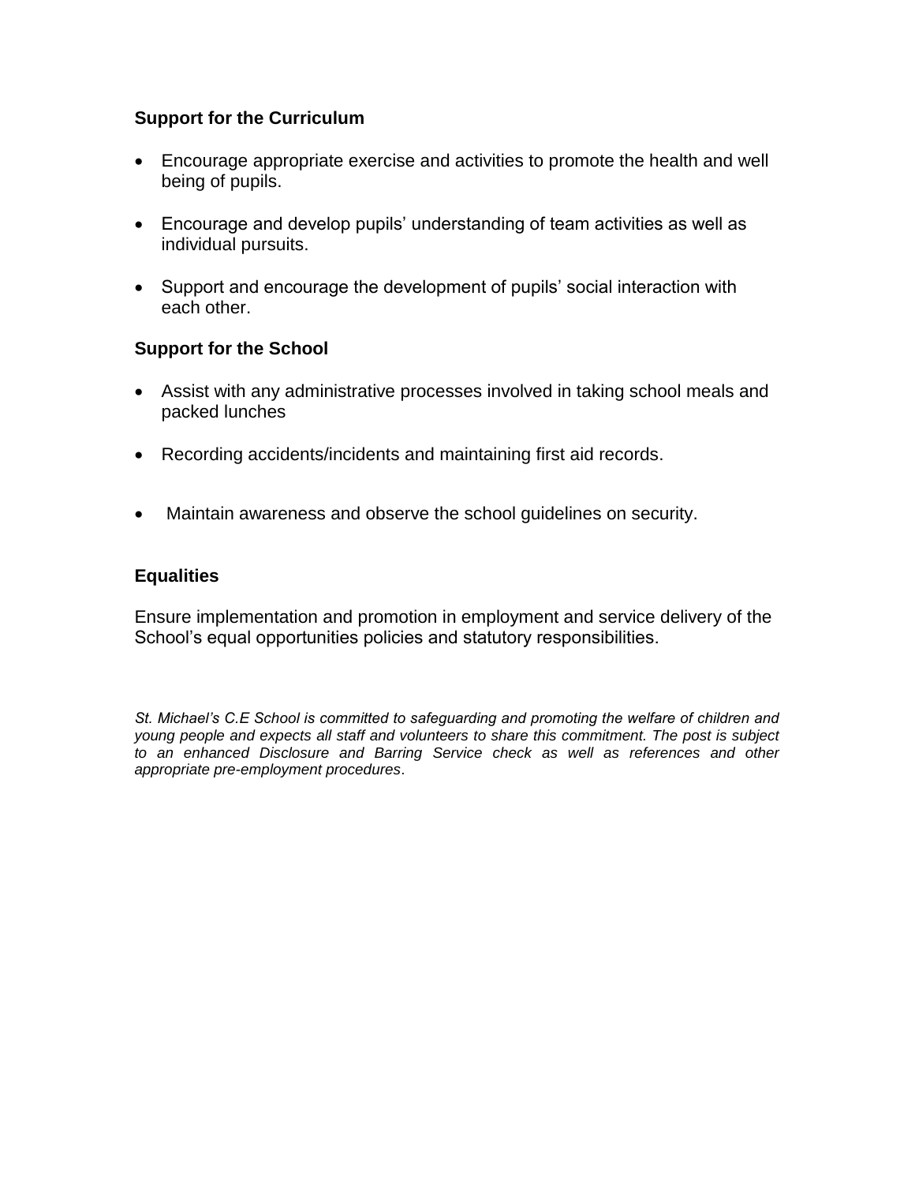**Support for the Curriculum**

- Encourage appropriate exercise and activities to promote the health and well being of pupils.
- Encourage and develop pupils' understanding of team activities as well as individual pursuits.
- Support and encourage the development of pupils' social interaction with each other.

**Support for the School**

- Assist with any administrative processes involved in taking school meals and packed lunches
- Recording accidents/incidents and maintaining first aid records.
- Maintain awareness and observe the school guidelines on security.

**Equalities**

Ensure implementation and promotion in employment and service delivery of the School's equal opportunities policies and statutory responsibilities.

*St. Michael's C.E School is committed to safeguarding and promoting the welfare of children and young people and expects all staff and volunteers to share this commitment. The post is subject to an enhanced Disclosure and Barring Service check as well as references and other appropriate pre-employment procedures*.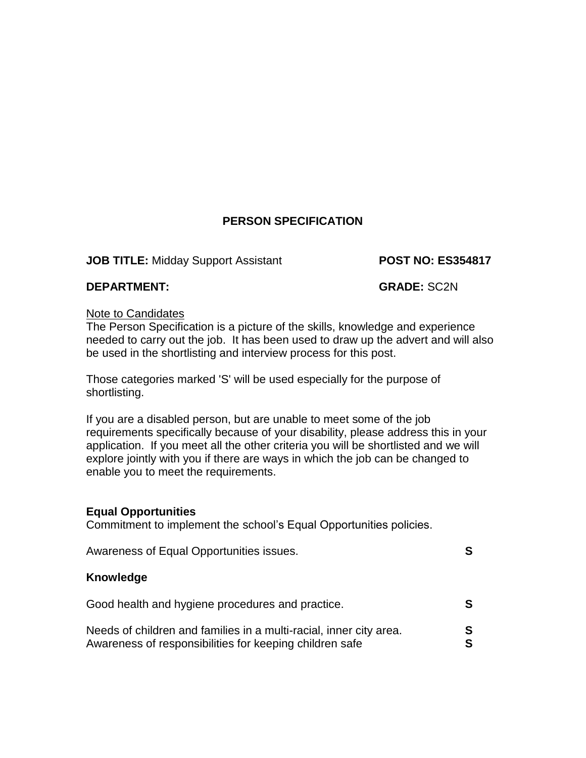## PERSON SPECIFICATION

**JOB TITLE:** Midday Support Assistant **POST NO: ES354817**

**DEPARTMENT:** **GRADE:** SC2N

Note to Candidates

The Person Specification is a picture of the skills, knowledge and experience needed to carry out the job. It has been used to draw up the advert and will also be used in the shortlisting and interview process for this post.

Those categories marked 'S' will be used especially for the purpose of shortlisting.

If you are a disabled person, but are unable to meet some of the job requirements specifically because of your disability, please address this in your application. If you meet all the other criteria you will be shortlisted and we will explore jointly with you if there are ways in which the job can be changed to enable you to meet the requirements.

**Equal Opportunities**

Commitment to implement the school's Equal Opportunities policies.

Awareness of Equal Opportunities issues. **S**

**Knowledge**

Good health and hygiene procedures and practice. **S**

Needs of children and families in a multi-racial, inner city area. **S**

Awareness of responsibilities for keeping children safe **S**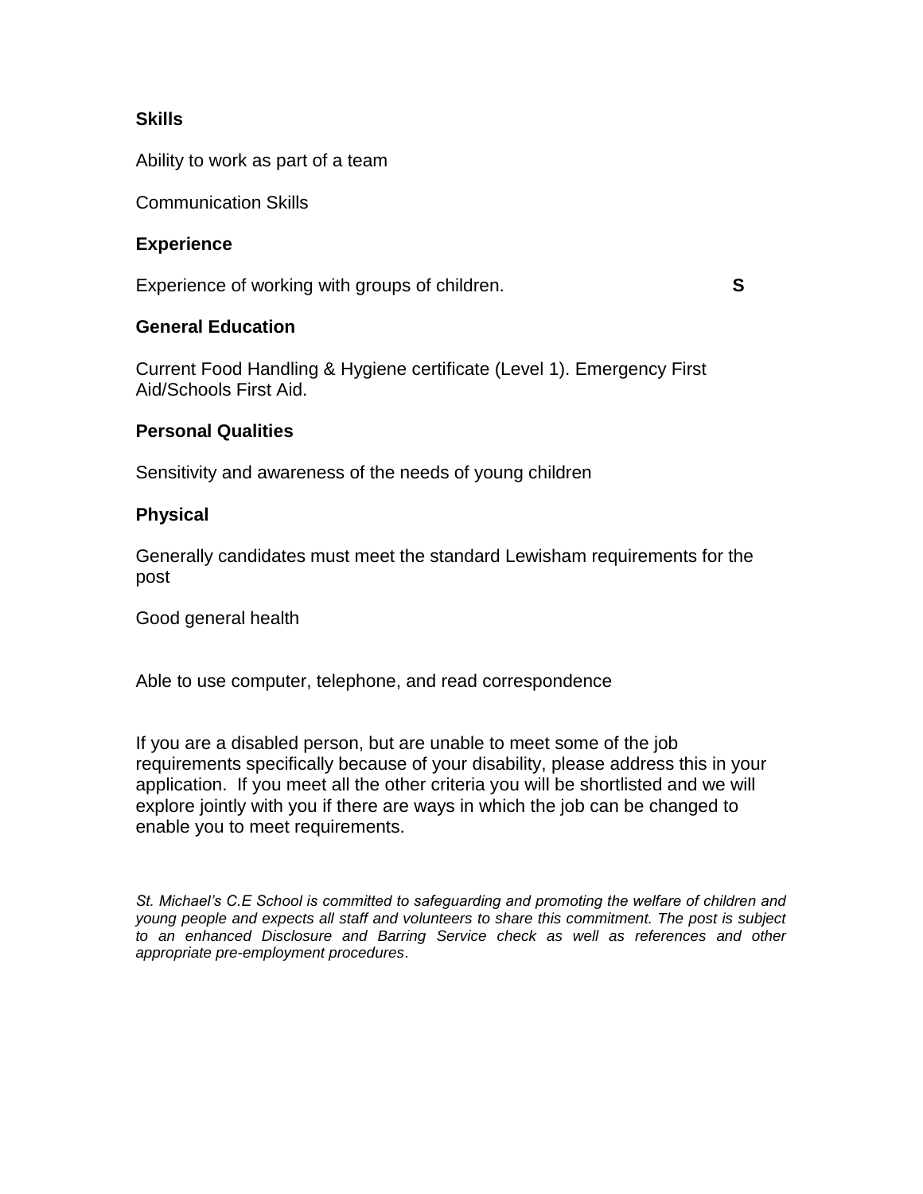**Skills**

Ability to work as part of a team

Communication Skills

**Experience**

Experience of working with groups of children. **S**

**General Education**

Current Food Handling & Hygiene certificate (Level 1). Emergency First Aid/Schools First Aid.

**Personal Qualities**

Sensitivity and awareness of the needs of young children

**Physical**

Generally candidates must meet the standard Lewisham requirements for the post

Good general health

Able to use computer, telephone, and read correspondence

If you are a disabled person, but are unable to meet some of the job requirements specifically because of your disability, please address this in your application. If you meet all the other criteria you will be shortlisted and we will explore jointly with you if there are ways in which the job can be changed to enable you to meet requirements.

*St. Michael's C.E School is committed to safeguarding and promoting the welfare of children and young people and expects all staff and volunteers to share this commitment. The post is subject to an enhanced Disclosure and Barring Service check as well as references and other appropriate pre-employment procedures*.